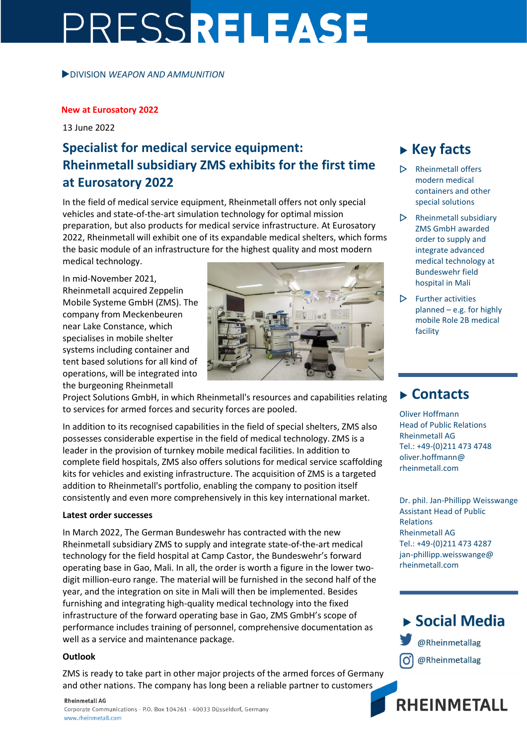# PRESSRELEASE

▶DIVISION *WEAPON AND AMMUNITION*

**New at Eurosatory 2022**

13 June 2022

## Specialist for medical service equipment: Rheinmetall subsidiary ZMS exhibits for the first time at Eurosatory 2022

In the field of medical service equipment, Rheinmetall offers not only special vehicles and state-of-the-art simulation technology for optimal mission preparation, but also products for medical service infrastructure. At Eurosatory 2022, Rheinmetall will exhibit one of its expandable medical shelters, which forms the basic module of an infrastructure for the highest quality and most modern medical technology.

In mid-November 2021, Rheinmetall acquired Zeppelin Mobile Systeme GmbH (ZMS). The company from Meckenbeuren near Lake Constance, which specialises in mobile shelter systems including container and tent based solutions for all kind of operations, will be integrated into the burgeoning Rheinmetall Project Solutions GmbH, in which Rheinmetall's resources and capabilities relating to services for armed forces and security forces are pooled.

In addition to its recognised capabilities in the field of special shelters, ZMS also possesses considerable expertise in the field of medical technology. ZMS is a leader in the provision of turnkey mobile medical facilities. In addition to complete field hospitals, ZMS also offers solutions for medical service scaffolding kits for vehicles and existing infrastructure. The acquisition of ZMS is a targeted addition to Rheinmetall's portfolio, enabling the company to position itself consistently and even more comprehensively in this key international market.

**Latest order successes**

In March 2022, The German Bundeswehr has contracted with the new Rheinmetall subsidiary ZMS to supply and integrate state-of-the-art medical technology for the field hospital at Camp Castor, the Bundeswehr's forward operating base in Gao, Mali. In all, the order is worth a figure in the lower two-digit million-euro range. The material will be furnished in the second half of the year, and the integration on site in Mali will then be implemented. Besides furnishing and integrating high-quality medical technology into the fixed infrastructure of the forward operating base in Gao, ZMS GmbH's scope of performance includes training of personnel, comprehensive documentation as well as a service and maintenance package.

**Outlook**

ZMS is ready to take part in other major projects of the armed forces of Germany and other nations. The company has long been a reliable partner to customers

## ▶ Key facts

- Rheinmetall offers modern medical containers and other special solutions
- Rheinmetall subsidiary ZMS GmbH awarded order to supply and integrate advanced medical technology at Bundeswehr field hospital in Mali
- Further activities planned – e.g. for highly mobile Role 2B medical facility

## ▶ Contacts

Oliver Hoffmann
Head of Public Relations
Rheinmetall AG
Tel.: +49-(0)211 473 4748
oliver.hoffmann@rheinmetall.com

Dr. phil. Jan-Phillipp Weisswange
Assistant Head of Public Relations
Rheinmetall AG
Tel.: +49-(0)211 473 4287
jan-phillipp.weisswange@rheinmetall.com

## ▶ Social Media

@Rheinmetallag

@Rheinmetallag

Rheinmetall AG
Corporate Communications · P.O. Box 104261 · 40033 Düsseldorf, Germany
www.rheinmetall.com

RHEINMETALL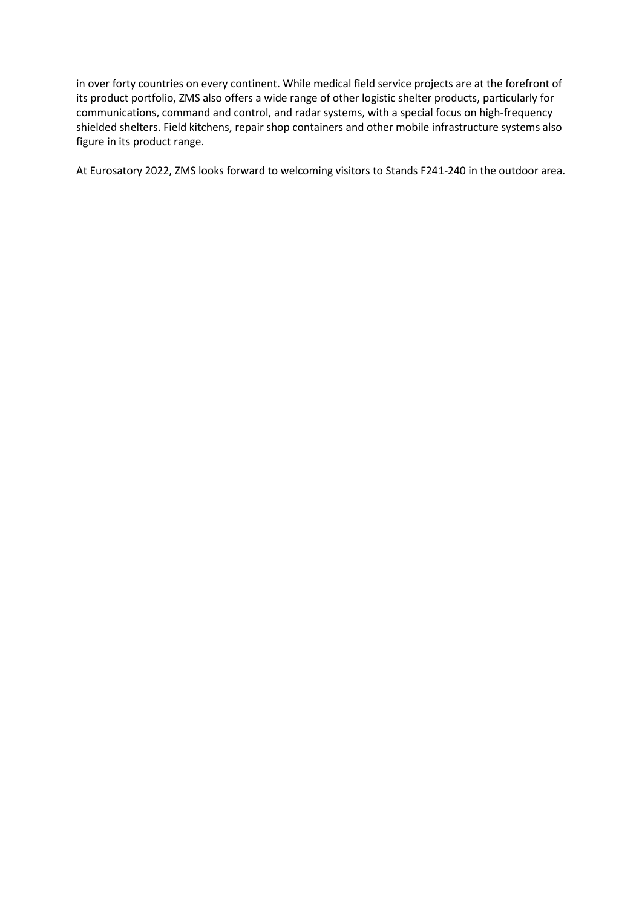in over forty countries on every continent. While medical field service projects are at the forefront of its product portfolio, ZMS also offers a wide range of other logistic shelter products, particularly for communications, command and control, and radar systems, with a special focus on high-frequency shielded shelters. Field kitchens, repair shop containers and other mobile infrastructure systems also figure in its product range.

At Eurosatory 2022, ZMS looks forward to welcoming visitors to Stands F241-240 in the outdoor area.